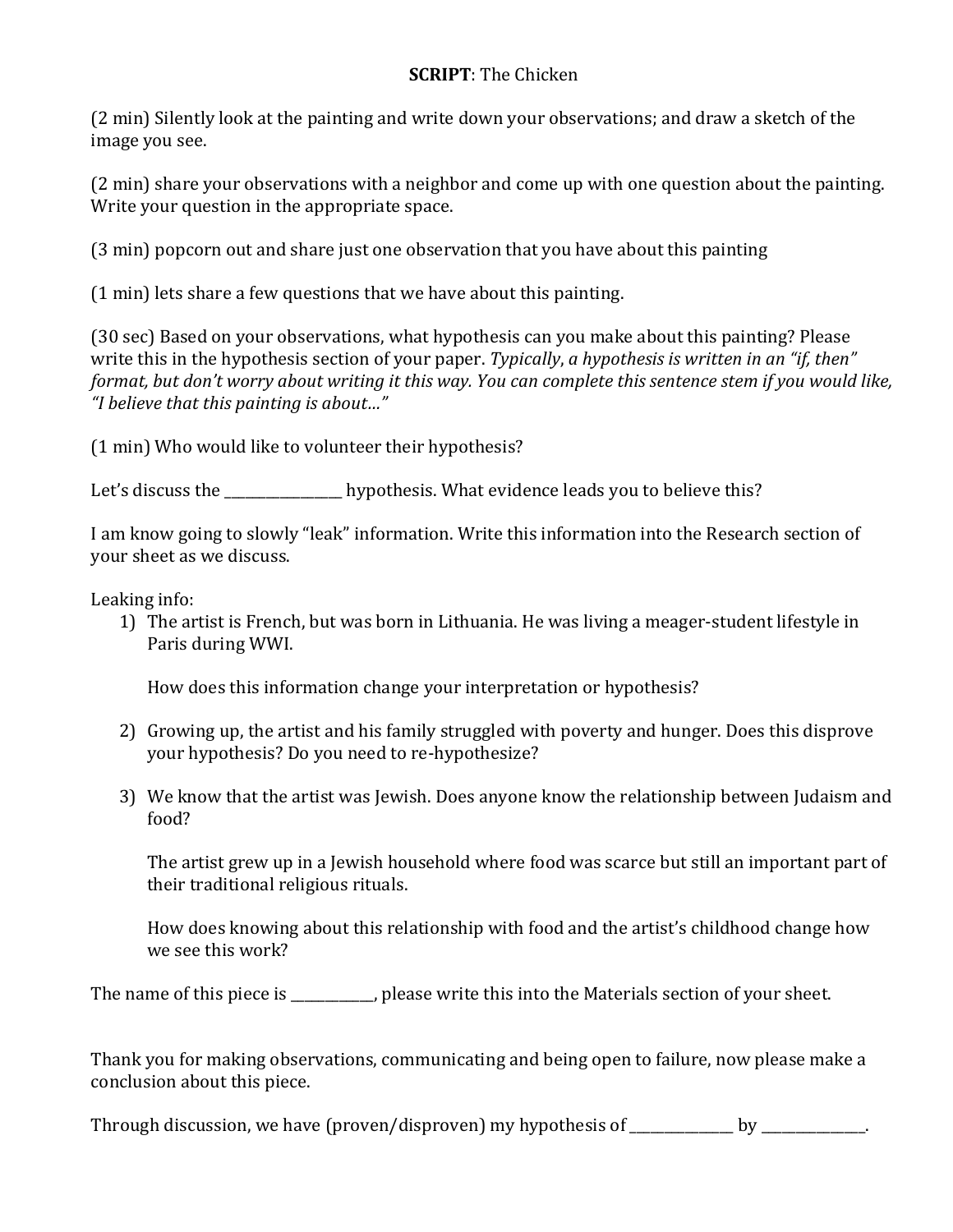**SCRIPT**: The Chicken

(2 min) Silently look at the painting and write down your observations; and draw a sketch of the image you see.

(2 min) share your observations with a neighbor and come up with one question about the painting. Write your question in the appropriate space.

(3 min) popcorn out and share just one observation that you have about this painting

(1 min) lets share a few questions that we have about this painting.

(30 sec) Based on your observations, what hypothesis can you make about this painting? Please write this in the hypothesis section of your paper. *Typically, a hypothesis is written in an "if, then" format, but don't worry about writing it this way. You can complete this sentence stem if you would like, "I believe that this painting is about…"*

(1 min) Who would like to volunteer their hypothesis?

Let's discuss the _________________ hypothesis. What evidence leads you to believe this?

I am know going to slowly "leak" information. Write this information into the Research section of your sheet as we discuss.

Leaking info:

1) The artist is French, but was born in Lithuania. He was living a meager-student lifestyle in Paris during WWI.

   How does this information change your interpretation or hypothesis?

2) Growing up, the artist and his family struggled with poverty and hunger. Does this disprove your hypothesis? Do you need to re-hypothesize?

3) We know that the artist was Jewish. Does anyone know the relationship between Judaism and food?

   The artist grew up in a Jewish household where food was scarce but still an important part of their traditional religious rituals.

   How does knowing about this relationship with food and the artist's childhood change how we see this work?

The name of this piece is ____________, please write this into the Materials section of your sheet.

Thank you for making observations, communicating and being open to failure, now please make a conclusion about this piece.

Through discussion, we have (proven/disproven) my hypothesis of _______________ by _______________.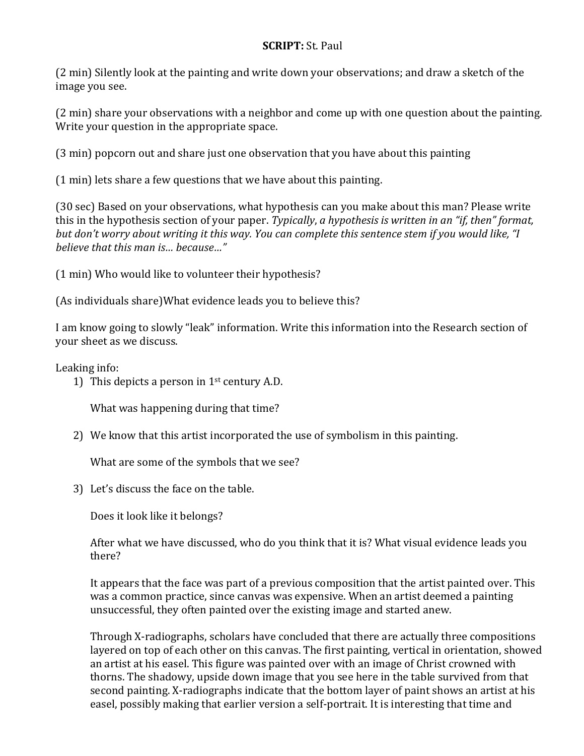**SCRIPT:** St. Paul

(2 min) Silently look at the painting and write down your observations; and draw a sketch of the image you see.

(2 min) share your observations with a neighbor and come up with one question about the painting. Write your question in the appropriate space.

(3 min) popcorn out and share just one observation that you have about this painting

(1 min) lets share a few questions that we have about this painting.

(30 sec) Based on your observations, what hypothesis can you make about this man? Please write this in the hypothesis section of your paper. *Typically, a hypothesis is written in an "if, then" format, but don't worry about writing it this way. You can complete this sentence stem if you would like, "I believe that this man is… because…"*

(1 min) Who would like to volunteer their hypothesis?

(As individuals share)What evidence leads you to believe this?

I am know going to slowly "leak" information. Write this information into the Research section of your sheet as we discuss.

Leaking info:

1) This depicts a person in 1st century A.D.

   What was happening during that time?

2) We know that this artist incorporated the use of symbolism in this painting.

   What are some of the symbols that we see?

3) Let's discuss the face on the table.

   Does it look like it belongs?

   After what we have discussed, who do you think that it is? What visual evidence leads you there?

   It appears that the face was part of a previous composition that the artist painted over. This was a common practice, since canvas was expensive. When an artist deemed a painting unsuccessful, they often painted over the existing image and started anew.

   Through X-radiographs, scholars have concluded that there are actually three compositions layered on top of each other on this canvas. The first painting, vertical in orientation, showed an artist at his easel. This figure was painted over with an image of Christ crowned with thorns. The shadowy, upside down image that you see here in the table survived from that second painting. X-radiographs indicate that the bottom layer of paint shows an artist at his easel, possibly making that earlier version a self-portrait. It is interesting that time and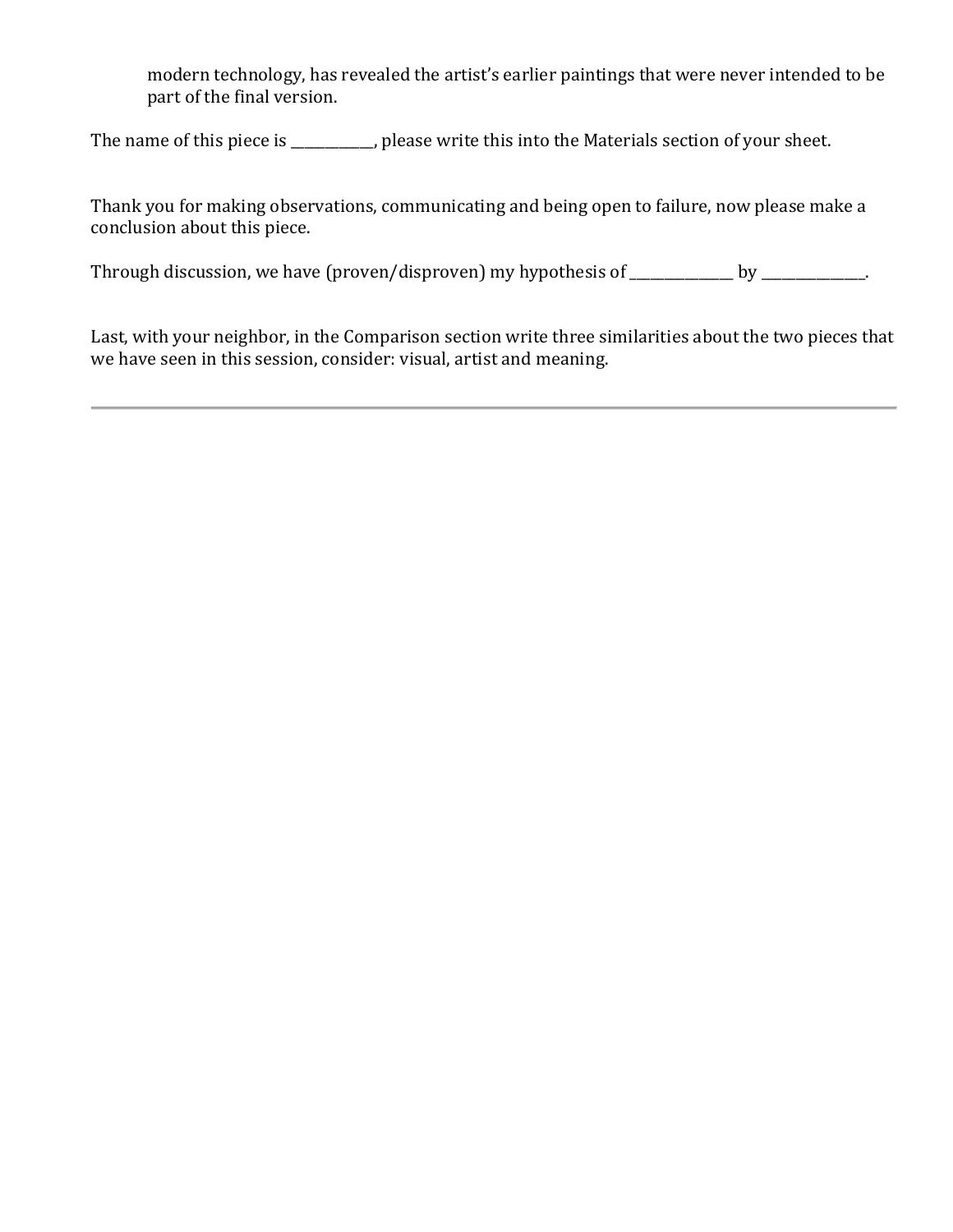modern technology, has revealed the artist's earlier paintings that were never intended to be part of the final version.

The name of this piece is ___________, please write this into the Materials section of your sheet.

Thank you for making observations, communicating and being open to failure, now please make a conclusion about this piece.

Through discussion, we have (proven/disproven) my hypothesis of _______________ by ______________.

Last, with your neighbor, in the Comparison section write three similarities about the two pieces that we have seen in this session, consider: visual, artist and meaning.

---